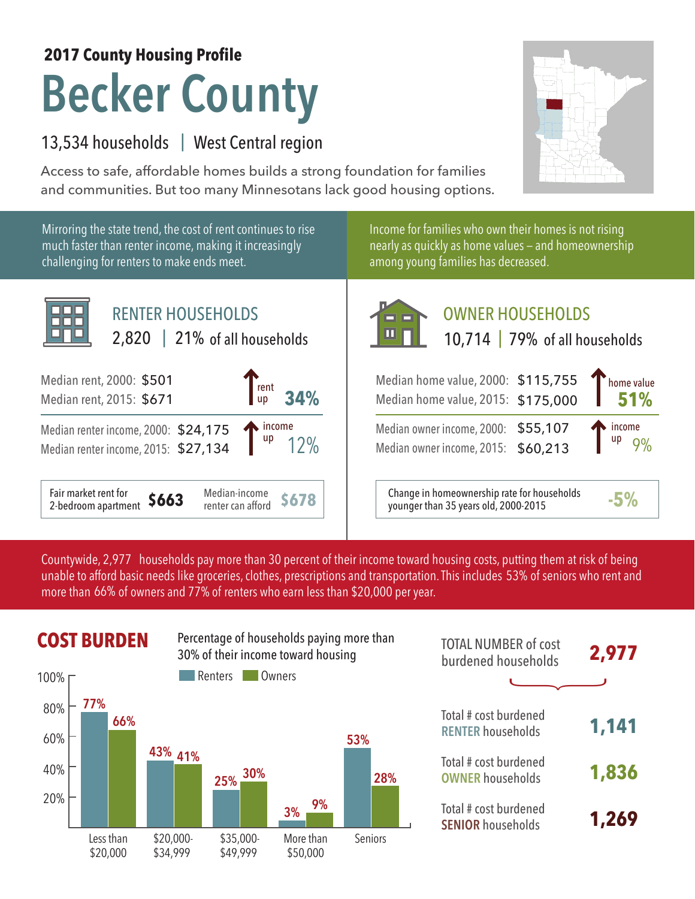**2017 County Housing Profile**

# Becker County

13,534 households | West Central region

Access to safe, affordable homes builds a strong foundation for families and communities. But too many Minnesotans lack good housing options.

Mirroring the state trend, the cost of rent continues to rise much faster than renter income, making it increasingly challenging for renters to make ends meet.

## RENTER HOUSEHOLDS

2,820 | 21% of all households

| | | |
|---|---|---|
| Median rent, 2000: | $501 | rent up **34%** |
| Median rent, 2015: | $671 | |
| Median renter income, 2000: | $24,175 | income up 12% |
| Median renter income, 2015: | $27,134 | |

Fair market rent for 2-bedroom apartment **$663** | Median-income renter can afford **$678**

Income for families who own their homes is not rising nearly as quickly as home values – and homeownership among young families has decreased.

## OWNER HOUSEHOLDS

10,714 | 79% of all households

| | | |
|---|---|---|
| Median home value, 2000: | $115,755 | home value **51%** |
| Median home value, 2015: | $175,000 | |
| Median owner income, 2000: | $55,107 | income up 9% |
| Median owner income, 2015: | $60,213 | |

Change in homeownership rate for households younger than 35 years old, 2000-2015 **-5%**

Countywide, 2,977 households pay more than 30 percent of their income toward housing costs, putting them at risk of being unable to afford basic needs like groceries, clothes, prescriptions and transportation. This includes 53% of seniors who rent and more than 66% of owners and 77% of renters who earn less than $20,000 per year.

## COST BURDEN

Percentage of households paying more than 30% of their income toward housing

| | Renters | Owners |
|---|---|---|
| Less than $20,000 | 77% | 66% |
| $20,000-$34,999 | 43% | 41% |
| $35,000-$49,999 | 25% | 30% |
| More than $50,000 | 3% | 9% |
| Seniors | 53% | 28% |

| | |
|---|---|
| TOTAL NUMBER of cost burdened households | **2,977** |
| Total # cost burdened RENTER households | **1,141** |
| Total # cost burdened OWNER households | **1,836** |
| Total # cost burdened SENIOR households | **1,269** |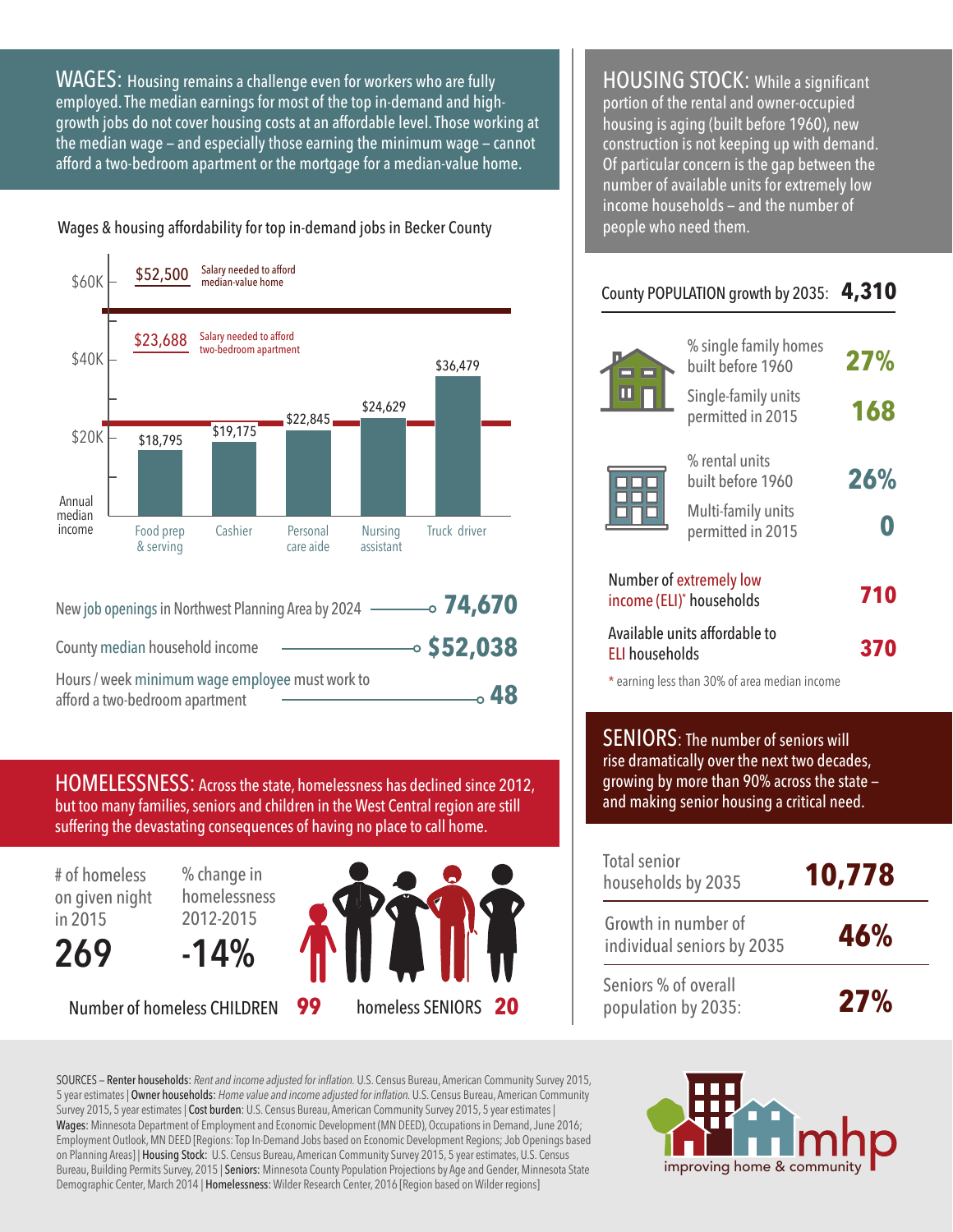## WAGES: Housing remains a challenge even for workers who are fully employed. The median earnings for most of the top in-demand and high-growth jobs do not cover housing costs at an affordable level. Those working at the median wage – and especially those earning the minimum wage – cannot afford a two-bedroom apartment or the mortgage for a median-value home.

Wages & housing affordability for top in-demand jobs in Becker County

$52,500 Salary needed to afford median-value home

$23,688 Salary needed to afford two-bedroom apartment

$60K
$40K
$20K
Annual median income

$18,795 Food prep & serving
$19,175 Cashier
$22,845 Personal care aide
$24,629 Nursing assistant
$36,479 Truck driver

New job openings in Northwest Planning Area by 2024 — **74,670**

County median household income — **$52,038**

Hours / week minimum wage employee must work to afford a two-bedroom apartment — **48**

## HOMELESSNESS: Across the state, homelessness has declined since 2012, but too many families, seniors and children in the West Central region are still suffering the devastating consequences of having no place to call home.

# of homeless on given night in 2015
**269**

% change in homelessness 2012-2015
**-14%**

Number of homeless CHILDREN **99**

homeless SENIORS **20**

## HOUSING STOCK: While a significant portion of the rental and owner-occupied housing is aging (built before 1960), new construction is not keeping up with demand. Of particular concern is the gap between the number of available units for extremely low income households – and the number of people who need them.

County POPULATION growth by 2035: **4,310**

% single family homes built before 1960 **27%**

Single-family units permitted in 2015 **168**

% rental units built before 1960 **26%**

Multi-family units permitted in 2015 **0**

Number of extremely low income (ELI)* households **710**

Available units affordable to ELI households **370**

* earning less than 30% of area median income

## SENIORS: The number of seniors will rise dramatically over the next two decades, growing by more than 90% across the state – and making senior housing a critical need.

Total senior households by 2035 **10,778**

Growth in number of individual seniors by 2035 **46%**

Seniors % of overall population by 2035: **27%**

SOURCES – **Renter households:** *Rent and income adjusted for inflation.* U.S. Census Bureau, American Community Survey 2015, 5 year estimates | **Owner households:** *Home value and income adjusted for inflation.* U.S. Census Bureau, American Community Survey 2015, 5 year estimates | **Cost burden:** U.S. Census Bureau, American Community Survey 2015, 5 year estimates | **Wages:** Minnesota Department of Employment and Economic Development (MN DEED), Occupations in Demand, June 2016; Employment Outlook, MN DEED [Regions: Top In-Demand Jobs based on Economic Development Regions; Job Openings based on Planning Areas] | **Housing Stock:** U.S. Census Bureau, American Community Survey 2015, 5 year estimates, U.S. Census Bureau, Building Permits Survey, 2015 | **Seniors:** Minnesota County Population Projections by Age and Gender, Minnesota State Demographic Center, March 2014 | **Homelessness:** Wilder Research Center, 2016 [Region based on Wilder regions]

mhp
improving home & community